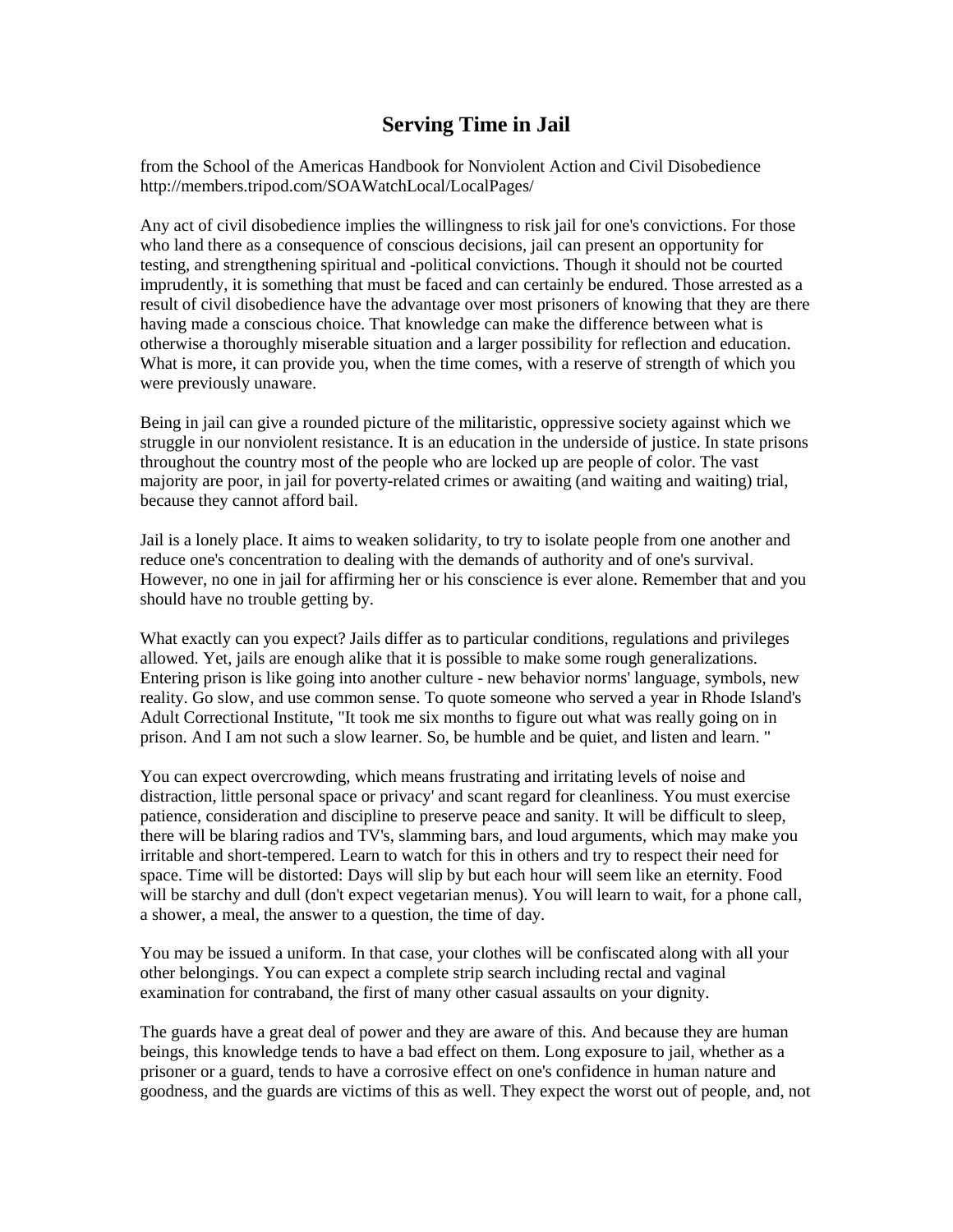# Serving Time in Jail

from the School of the Americas Handbook for Nonviolent Action and Civil Disobedience
http://members.tripod.com/SOAWatchLocal/LocalPages/

Any act of civil disobedience implies the willingness to risk jail for one's convictions. For those who land there as a consequence of conscious decisions, jail can present an opportunity for testing, and strengthening spiritual and -political convictions. Though it should not be courted imprudently, it is something that must be faced and can certainly be endured. Those arrested as a result of civil disobedience have the advantage over most prisoners of knowing that they are there having made a conscious choice. That knowledge can make the difference between what is otherwise a thoroughly miserable situation and a larger possibility for reflection and education. What is more, it can provide you, when the time comes, with a reserve of strength of which you were previously unaware.

Being in jail can give a rounded picture of the militaristic, oppressive society against which we struggle in our nonviolent resistance. It is an education in the underside of justice. In state prisons throughout the country most of the people who are locked up are people of color. The vast majority are poor, in jail for poverty-related crimes or awaiting (and waiting and waiting) trial, because they cannot afford bail.

Jail is a lonely place. It aims to weaken solidarity, to try to isolate people from one another and reduce one's concentration to dealing with the demands of authority and of one's survival. However, no one in jail for affirming her or his conscience is ever alone. Remember that and you should have no trouble getting by.

What exactly can you expect? Jails differ as to particular conditions, regulations and privileges allowed. Yet, jails are enough alike that it is possible to make some rough generalizations. Entering prison is like going into another culture - new behavior norms' language, symbols, new reality. Go slow, and use common sense. To quote someone who served a year in Rhode Island's Adult Correctional Institute, "It took me six months to figure out what was really going on in prison. And I am not such a slow learner. So, be humble and be quiet, and listen and learn. "

You can expect overcrowding, which means frustrating and irritating levels of noise and distraction, little personal space or privacy' and scant regard for cleanliness. You must exercise patience, consideration and discipline to preserve peace and sanity. It will be difficult to sleep, there will be blaring radios and TV's, slamming bars, and loud arguments, which may make you irritable and short-tempered. Learn to watch for this in others and try to respect their need for space. Time will be distorted: Days will slip by but each hour will seem like an eternity. Food will be starchy and dull (don't expect vegetarian menus). You will learn to wait, for a phone call, a shower, a meal, the answer to a question, the time of day.

You may be issued a uniform. In that case, your clothes will be confiscated along with all your other belongings. You can expect a complete strip search including rectal and vaginal examination for contraband, the first of many other casual assaults on your dignity.

The guards have a great deal of power and they are aware of this. And because they are human beings, this knowledge tends to have a bad effect on them. Long exposure to jail, whether as a prisoner or a guard, tends to have a corrosive effect on one's confidence in human nature and goodness, and the guards are victims of this as well. They expect the worst out of people, and, not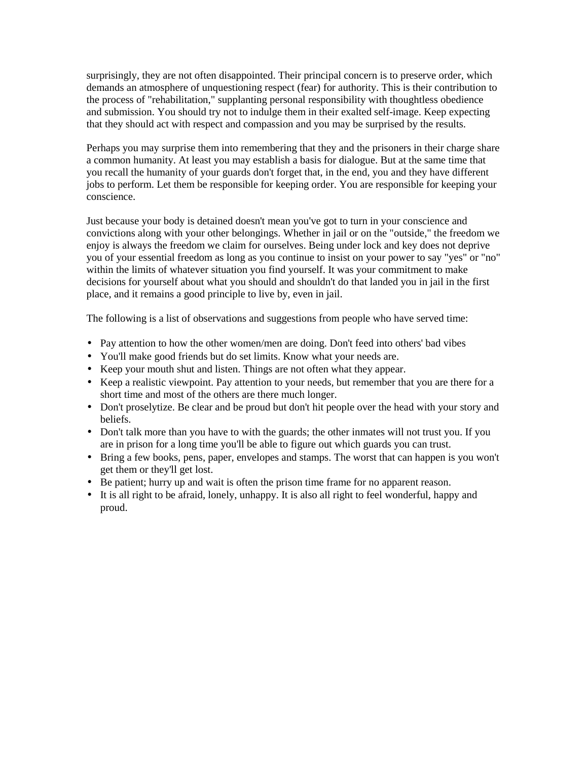surprisingly, they are not often disappointed. Their principal concern is to preserve order, which demands an atmosphere of unquestioning respect (fear) for authority. This is their contribution to the process of "rehabilitation," supplanting personal responsibility with thoughtless obedience and submission. You should try not to indulge them in their exalted self-image. Keep expecting that they should act with respect and compassion and you may be surprised by the results.

Perhaps you may surprise them into remembering that they and the prisoners in their charge share a common humanity. At least you may establish a basis for dialogue. But at the same time that you recall the humanity of your guards don't forget that, in the end, you and they have different jobs to perform. Let them be responsible for keeping order. You are responsible for keeping your conscience.

Just because your body is detained doesn't mean you've got to turn in your conscience and convictions along with your other belongings. Whether in jail or on the "outside," the freedom we enjoy is always the freedom we claim for ourselves. Being under lock and key does not deprive you of your essential freedom as long as you continue to insist on your power to say "yes" or "no" within the limits of whatever situation you find yourself. It was your commitment to make decisions for yourself about what you should and shouldn't do that landed you in jail in the first place, and it remains a good principle to live by, even in jail.

The following is a list of observations and suggestions from people who have served time:

- Pay attention to how the other women/men are doing. Don't feed into others' bad vibes
- You'll make good friends but do set limits. Know what your needs are.
- Keep your mouth shut and listen. Things are not often what they appear.
- Keep a realistic viewpoint. Pay attention to your needs, but remember that you are there for a short time and most of the others are there much longer.
- Don't proselytize. Be clear and be proud but don't hit people over the head with your story and beliefs.
- Don't talk more than you have to with the guards; the other inmates will not trust you. If you are in prison for a long time you'll be able to figure out which guards you can trust.
- Bring a few books, pens, paper, envelopes and stamps. The worst that can happen is you won't get them or they'll get lost.
- Be patient; hurry up and wait is often the prison time frame for no apparent reason.
- It is all right to be afraid, lonely, unhappy. It is also all right to feel wonderful, happy and proud.